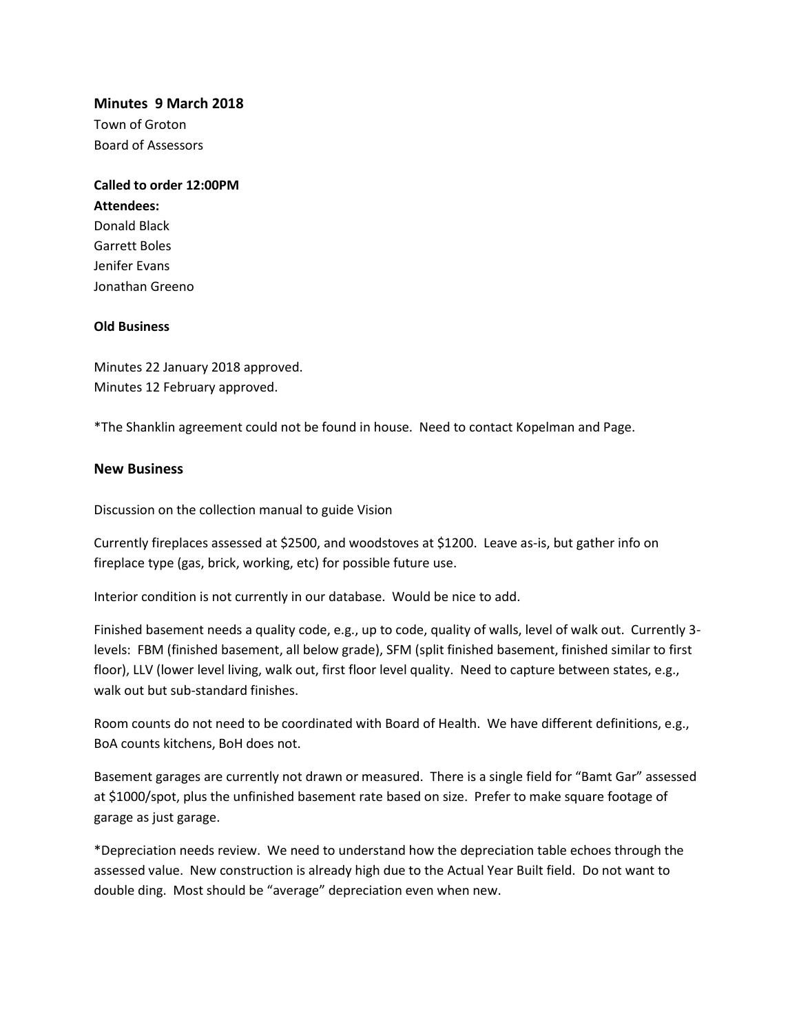**Minutes 9 March 2018**

Town of Groton
Board of Assessors

**Called to order 12:00PM**
**Attendees:**
Donald Black
Garrett Boles
Jenifer Evans
Jonathan Greeno

**Old Business**

Minutes 22 January 2018 approved.
Minutes 12 February approved.

*The Shanklin agreement could not be found in house. Need to contact Kopelman and Page.

## New Business

Discussion on the collection manual to guide Vision

Currently fireplaces assessed at $2500, and woodstoves at $1200. Leave as-is, but gather info on fireplace type (gas, brick, working, etc) for possible future use.

Interior condition is not currently in our database. Would be nice to add.

Finished basement needs a quality code, e.g., up to code, quality of walls, level of walk out. Currently 3-levels: FBM (finished basement, all below grade), SFM (split finished basement, finished similar to first floor), LLV (lower level living, walk out, first floor level quality. Need to capture between states, e.g., walk out but sub-standard finishes.

Room counts do not need to be coordinated with Board of Health. We have different definitions, e.g., BoA counts kitchens, BoH does not.

Basement garages are currently not drawn or measured. There is a single field for "Bamt Gar" assessed at $1000/spot, plus the unfinished basement rate based on size. Prefer to make square footage of garage as just garage.

*Depreciation needs review. We need to understand how the depreciation table echoes through the assessed value. New construction is already high due to the Actual Year Built field. Do not want to double ding. Most should be "average" depreciation even when new.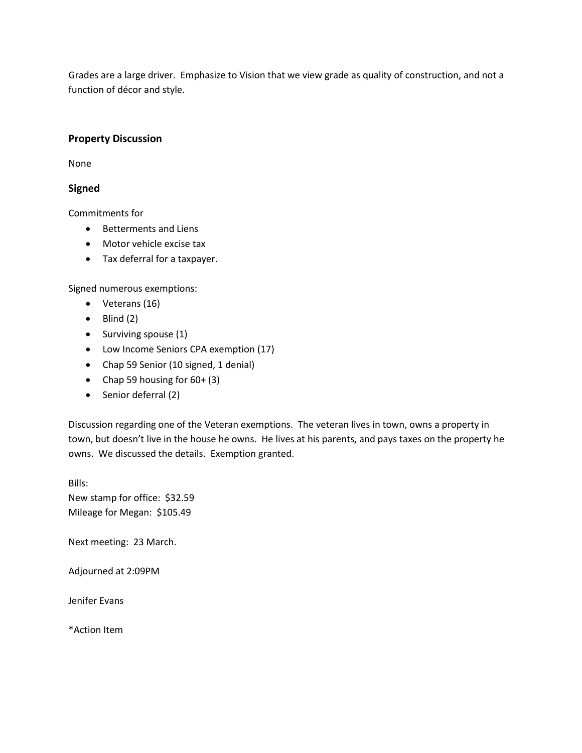Grades are a large driver. Emphasize to Vision that we view grade as quality of construction, and not a function of décor and style.

## Property Discussion

None

## Signed

Commitments for

- Betterments and Liens
- Motor vehicle excise tax
- Tax deferral for a taxpayer.

Signed numerous exemptions:

- Veterans (16)
- Blind (2)
- Surviving spouse (1)
- Low Income Seniors CPA exemption (17)
- Chap 59 Senior (10 signed, 1 denial)
- Chap 59 housing for 60+ (3)
- Senior deferral (2)

Discussion regarding one of the Veteran exemptions. The veteran lives in town, owns a property in town, but doesn't live in the house he owns. He lives at his parents, and pays taxes on the property he owns. We discussed the details. Exemption granted.

Bills:
New stamp for office: $32.59
Mileage for Megan: $105.49

Next meeting: 23 March.

Adjourned at 2:09PM

Jenifer Evans

*Action Item